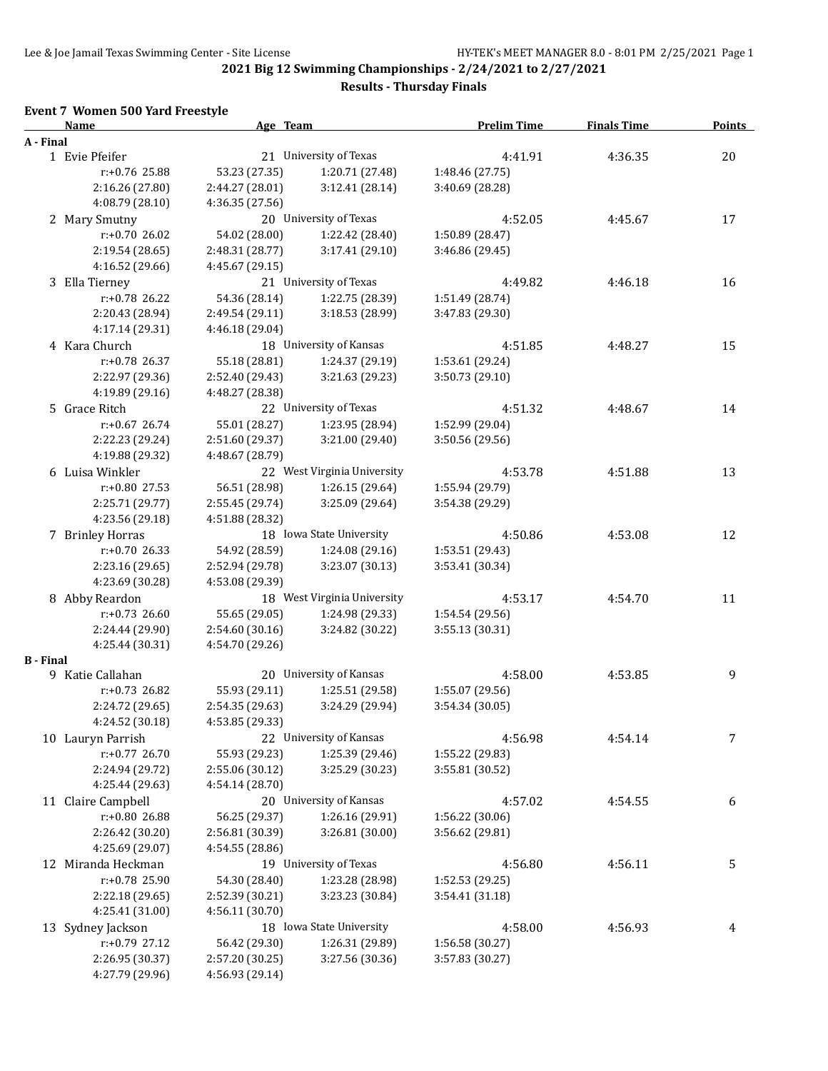# 2021 Big 12 Swimming Championships - 2/24/2021 to 2/27/2021

## Results - Thursday Finals

### Event 7 Women 500 Yard Freestyle

| Name | Age | Team | Prelim Time | Finals Time | Points |
|---|---|---|---|---|---|
| **A - Final** | | | | | |
| 1 Evie Pfeifer | 21 | University of Texas | 4:41.91 | 4:36.35 | 20 |
| r:+0.76 25.88 | 53.23 (27.35) | 1:20.71 (27.48) | 1:48.46 (27.75) | | |
| 2:16.26 (27.80) | 2:44.27 (28.01) | 3:12.41 (28.14) | 3:40.69 (28.28) | | |
| 4:08.79 (28.10) | 4:36.35 (27.56) | | | | |
| 2 Mary Smutny | 20 | University of Texas | 4:52.05 | 4:45.67 | 17 |
| r:+0.70 26.02 | 54.02 (28.00) | 1:22.42 (28.40) | 1:50.89 (28.47) | | |
| 2:19.54 (28.65) | 2:48.31 (28.77) | 3:17.41 (29.10) | 3:46.86 (29.45) | | |
| 4:16.52 (29.66) | 4:45.67 (29.15) | | | | |
| 3 Ella Tierney | 21 | University of Texas | 4:49.82 | 4:46.18 | 16 |
| r:+0.78 26.22 | 54.36 (28.14) | 1:22.75 (28.39) | 1:51.49 (28.74) | | |
| 2:20.43 (28.94) | 2:49.54 (29.11) | 3:18.53 (28.99) | 3:47.83 (29.30) | | |
| 4:17.14 (29.31) | 4:46.18 (29.04) | | | | |
| 4 Kara Church | 18 | University of Kansas | 4:51.85 | 4:48.27 | 15 |
| r:+0.78 26.37 | 55.18 (28.81) | 1:24.37 (29.19) | 1:53.61 (29.24) | | |
| 2:22.97 (29.36) | 2:52.40 (29.43) | 3:21.63 (29.23) | 3:50.73 (29.10) | | |
| 4:19.89 (29.16) | 4:48.27 (28.38) | | | | |
| 5 Grace Ritch | 22 | University of Texas | 4:51.32 | 4:48.67 | 14 |
| r:+0.67 26.74 | 55.01 (28.27) | 1:23.95 (28.94) | 1:52.99 (29.04) | | |
| 2:22.23 (29.24) | 2:51.60 (29.37) | 3:21.00 (29.40) | 3:50.56 (29.56) | | |
| 4:19.88 (29.32) | 4:48.67 (28.79) | | | | |
| 6 Luisa Winkler | 22 | West Virginia University | 4:53.78 | 4:51.88 | 13 |
| r:+0.80 27.53 | 56.51 (28.98) | 1:26.15 (29.64) | 1:55.94 (29.79) | | |
| 2:25.71 (29.77) | 2:55.45 (29.74) | 3:25.09 (29.64) | 3:54.38 (29.29) | | |
| 4:23.56 (29.18) | 4:51.88 (28.32) | | | | |
| 7 Brinley Horras | 18 | Iowa State University | 4:50.86 | 4:53.08 | 12 |
| r:+0.70 26.33 | 54.92 (28.59) | 1:24.08 (29.16) | 1:53.51 (29.43) | | |
| 2:23.16 (29.65) | 2:52.94 (29.78) | 3:23.07 (30.13) | 3:53.41 (30.34) | | |
| 4:23.69 (30.28) | 4:53.08 (29.39) | | | | |
| 8 Abby Reardon | 18 | West Virginia University | 4:53.17 | 4:54.70 | 11 |
| r:+0.73 26.60 | 55.65 (29.05) | 1:24.98 (29.33) | 1:54.54 (29.56) | | |
| 2:24.44 (29.90) | 2:54.60 (30.16) | 3:24.82 (30.22) | 3:55.13 (30.31) | | |
| 4:25.44 (30.31) | 4:54.70 (29.26) | | | | |
| **B - Final** | | | | | |
| 9 Katie Callahan | 20 | University of Kansas | 4:58.00 | 4:53.85 | 9 |
| r:+0.73 26.82 | 55.93 (29.11) | 1:25.51 (29.58) | 1:55.07 (29.56) | | |
| 2:24.72 (29.65) | 2:54.35 (29.63) | 3:24.29 (29.94) | 3:54.34 (30.05) | | |
| 4:24.52 (30.18) | 4:53.85 (29.33) | | | | |
| 10 Lauryn Parrish | 22 | University of Kansas | 4:56.98 | 4:54.14 | 7 |
| r:+0.77 26.70 | 55.93 (29.23) | 1:25.39 (29.46) | 1:55.22 (29.83) | | |
| 2:24.94 (29.72) | 2:55.06 (30.12) | 3:25.29 (30.23) | 3:55.81 (30.52) | | |
| 4:25.44 (29.63) | 4:54.14 (28.70) | | | | |
| 11 Claire Campbell | 20 | University of Kansas | 4:57.02 | 4:54.55 | 6 |
| r:+0.80 26.88 | 56.25 (29.37) | 1:26.16 (29.91) | 1:56.22 (30.06) | | |
| 2:26.42 (30.20) | 2:56.81 (30.39) | 3:26.81 (30.00) | 3:56.62 (29.81) | | |
| 4:25.69 (29.07) | 4:54.55 (28.86) | | | | |
| 12 Miranda Heckman | 19 | University of Texas | 4:56.80 | 4:56.11 | 5 |
| r:+0.78 25.90 | 54.30 (28.40) | 1:23.28 (28.98) | 1:52.53 (29.25) | | |
| 2:22.18 (29.65) | 2:52.39 (30.21) | 3:23.23 (30.84) | 3:54.41 (31.18) | | |
| 4:25.41 (31.00) | 4:56.11 (30.70) | | | | |
| 13 Sydney Jackson | 18 | Iowa State University | 4:58.00 | 4:56.93 | 4 |
| r:+0.79 27.12 | 56.42 (29.30) | 1:26.31 (29.89) | 1:56.58 (30.27) | | |
| 2:26.95 (30.37) | 2:57.20 (30.25) | 3:27.56 (30.36) | 3:57.83 (30.27) | | |
| 4:27.79 (29.96) | 4:56.93 (29.14) | | | | |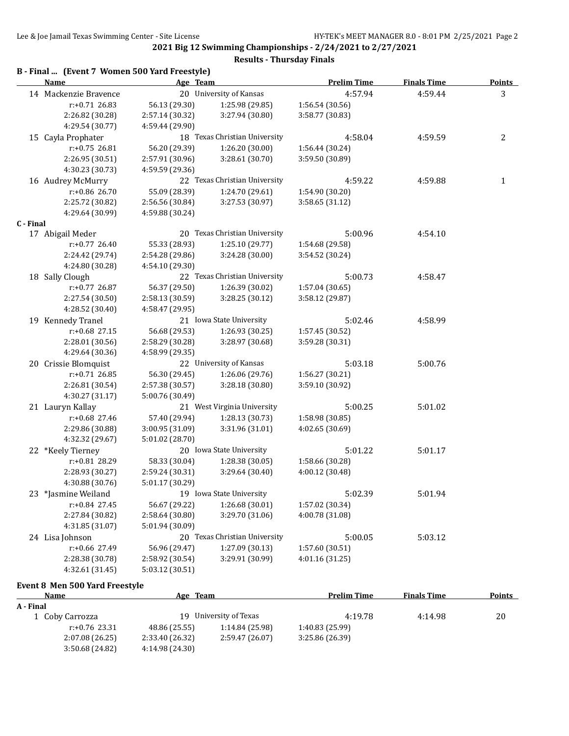**2021 Big 12 Swimming Championships - 2/24/2021 to 2/27/2021**

**Results - Thursday Finals**

### B - Final ... (Event 7 Women 500 Yard Freestyle)

| Name | Age | Team | Prelim Time | Finals Time | Points |
|---|---|---|---|---|---|
| 14 Mackenzie Bravence | 20 | University of Kansas | 4:57.94 | 4:59.44 | 3 |
| r:+0.71 26.83 | 56.13 (29.30) | 1:25.98 (29.85) | 1:56.54 (30.56) | | |
| 2:26.82 (30.28) | 2:57.14 (30.32) | 3:27.94 (30.80) | 3:58.77 (30.83) | | |
| 4:29.54 (30.77) | 4:59.44 (29.90) | | | | |
| 15 Cayla Prophater | 18 | Texas Christian University | 4:58.04 | 4:59.59 | 2 |
| r:+0.75 26.81 | 56.20 (29.39) | 1:26.20 (30.00) | 1:56.44 (30.24) | | |
| 2:26.95 (30.51) | 2:57.91 (30.96) | 3:28.61 (30.70) | 3:59.50 (30.89) | | |
| 4:30.23 (30.73) | 4:59.59 (29.36) | | | | |
| 16 Audrey McMurry | 22 | Texas Christian University | 4:59.22 | 4:59.88 | 1 |
| r:+0.86 26.70 | 55.09 (28.39) | 1:24.70 (29.61) | 1:54.90 (30.20) | | |
| 2:25.72 (30.82) | 2:56.56 (30.84) | 3:27.53 (30.97) | 3:58.65 (31.12) | | |
| 4:29.64 (30.99) | 4:59.88 (30.24) | | | | |

### C - Final

| Name | Age | Team | Prelim Time | Finals Time | Points |
|---|---|---|---|---|---|
| 17 Abigail Meder | 20 | Texas Christian University | 5:00.96 | 4:54.10 | |
| r:+0.77 26.40 | 55.33 (28.93) | 1:25.10 (29.77) | 1:54.68 (29.58) | | |
| 2:24.42 (29.74) | 2:54.28 (29.86) | 3:24.28 (30.00) | 3:54.52 (30.24) | | |
| 4:24.80 (30.28) | 4:54.10 (29.30) | | | | |
| 18 Sally Clough | 22 | Texas Christian University | 5:00.73 | 4:58.47 | |
| r:+0.77 26.87 | 56.37 (29.50) | 1:26.39 (30.02) | 1:57.04 (30.65) | | |
| 2:27.54 (30.50) | 2:58.13 (30.59) | 3:28.25 (30.12) | 3:58.12 (29.87) | | |
| 4:28.52 (30.40) | 4:58.47 (29.95) | | | | |
| 19 Kennedy Tranel | 21 | Iowa State University | 5:02.46 | 4:58.99 | |
| r:+0.68 27.15 | 56.68 (29.53) | 1:26.93 (30.25) | 1:57.45 (30.52) | | |
| 2:28.01 (30.56) | 2:58.29 (30.28) | 3:28.97 (30.68) | 3:59.28 (30.31) | | |
| 4:29.64 (30.36) | 4:58.99 (29.35) | | | | |
| 20 Crissie Blomquist | 22 | University of Kansas | 5:03.18 | 5:00.76 | |
| r:+0.71 26.85 | 56.30 (29.45) | 1:26.06 (29.76) | 1:56.27 (30.21) | | |
| 2:26.81 (30.54) | 2:57.38 (30.57) | 3:28.18 (30.80) | 3:59.10 (30.92) | | |
| 4:30.27 (31.17) | 5:00.76 (30.49) | | | | |
| 21 Lauryn Kallay | 21 | West Virginia University | 5:00.25 | 5:01.02 | |
| r:+0.68 27.46 | 57.40 (29.94) | 1:28.13 (30.73) | 1:58.98 (30.85) | | |
| 2:29.86 (30.88) | 3:00.95 (31.09) | 3:31.96 (31.01) | 4:02.65 (30.69) | | |
| 4:32.32 (29.67) | 5:01.02 (28.70) | | | | |
| 22 *Keely Tierney | 20 | Iowa State University | 5:01.22 | 5:01.17 | |
| r:+0.81 28.29 | 58.33 (30.04) | 1:28.38 (30.05) | 1:58.66 (30.28) | | |
| 2:28.93 (30.27) | 2:59.24 (30.31) | 3:29.64 (30.40) | 4:00.12 (30.48) | | |
| 4:30.88 (30.76) | 5:01.17 (30.29) | | | | |
| 23 *Jasmine Weiland | 19 | Iowa State University | 5:02.39 | 5:01.94 | |
| r:+0.84 27.45 | 56.67 (29.22) | 1:26.68 (30.01) | 1:57.02 (30.34) | | |
| 2:27.84 (30.82) | 2:58.64 (30.80) | 3:29.70 (31.06) | 4:00.78 (31.08) | | |
| 4:31.85 (31.07) | 5:01.94 (30.09) | | | | |
| 24 Lisa Johnson | 20 | Texas Christian University | 5:00.05 | 5:03.12 | |
| r:+0.66 27.49 | 56.96 (29.47) | 1:27.09 (30.13) | 1:57.60 (30.51) | | |
| 2:28.38 (30.78) | 2:58.92 (30.54) | 3:29.91 (30.99) | 4:01.16 (31.25) | | |
| 4:32.61 (31.45) | 5:03.12 (30.51) | | | | |

## Event 8 Men 500 Yard Freestyle

### A - Final

| Name | Age | Team | Prelim Time | Finals Time | Points |
|---|---|---|---|---|---|
| 1 Coby Carrozza | 19 | University of Texas | 4:19.78 | 4:14.98 | 20 |
| r:+0.76 23.31 | 48.86 (25.55) | 1:14.84 (25.98) | 1:40.83 (25.99) | | |
| 2:07.08 (26.25) | 2:33.40 (26.32) | 2:59.47 (26.07) | 3:25.86 (26.39) | | |
| 3:50.68 (24.82) | 4:14.98 (24.30) | | | | |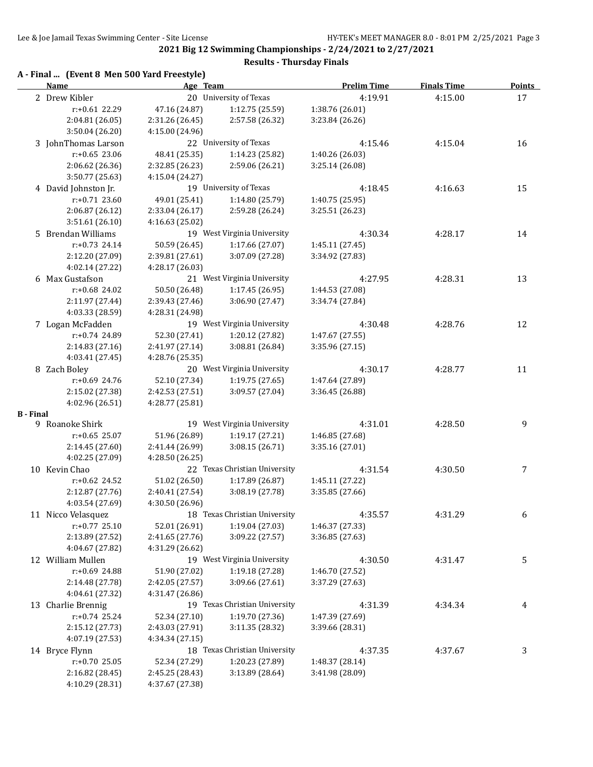## 2021 Big 12 Swimming Championships - 2/24/2021 to 2/27/2021

### Results - Thursday Finals

**A - Final ... (Event 8 Men 500 Yard Freestyle)**

| Name | Age | Team | Prelim Time | Finals Time | Points |
|---|---|---|---|---|---|
| 2 Drew Kibler | 20 | University of Texas | 4:19.91 | 4:15.00 | 17 |
| r:+0.61 22.29 | 47.16 (24.87) | 1:12.75 (25.59) | 1:38.76 (26.01) | | |
| 2:04.81 (26.05) | 2:31.26 (26.45) | 2:57.58 (26.32) | 3:23.84 (26.26) | | |
| 3:50.04 (26.20) | 4:15.00 (24.96) | | | | |
| 3 JohnThomas Larson | 22 | University of Texas | 4:15.46 | 4:15.04 | 16 |
| r:+0.65 23.06 | 48.41 (25.35) | 1:14.23 (25.82) | 1:40.26 (26.03) | | |
| 2:06.62 (26.36) | 2:32.85 (26.23) | 2:59.06 (26.21) | 3:25.14 (26.08) | | |
| 3:50.77 (25.63) | 4:15.04 (24.27) | | | | |
| 4 David Johnston Jr. | 19 | University of Texas | 4:18.45 | 4:16.63 | 15 |
| r:+0.71 23.60 | 49.01 (25.41) | 1:14.80 (25.79) | 1:40.75 (25.95) | | |
| 2:06.87 (26.12) | 2:33.04 (26.17) | 2:59.28 (26.24) | 3:25.51 (26.23) | | |
| 3:51.61 (26.10) | 4:16.63 (25.02) | | | | |
| 5 Brendan Williams | 19 | West Virginia University | 4:30.34 | 4:28.17 | 14 |
| r:+0.73 24.14 | 50.59 (26.45) | 1:17.66 (27.07) | 1:45.11 (27.45) | | |
| 2:12.20 (27.09) | 2:39.81 (27.61) | 3:07.09 (27.28) | 3:34.92 (27.83) | | |
| 4:02.14 (27.22) | 4:28.17 (26.03) | | | | |
| 6 Max Gustafson | 21 | West Virginia University | 4:27.95 | 4:28.31 | 13 |
| r:+0.68 24.02 | 50.50 (26.48) | 1:17.45 (26.95) | 1:44.53 (27.08) | | |
| 2:11.97 (27.44) | 2:39.43 (27.46) | 3:06.90 (27.47) | 3:34.74 (27.84) | | |
| 4:03.33 (28.59) | 4:28.31 (24.98) | | | | |
| 7 Logan McFadden | 19 | West Virginia University | 4:30.48 | 4:28.76 | 12 |
| r:+0.74 24.89 | 52.30 (27.41) | 1:20.12 (27.82) | 1:47.67 (27.55) | | |
| 2:14.83 (27.16) | 2:41.97 (27.14) | 3:08.81 (26.84) | 3:35.96 (27.15) | | |
| 4:03.41 (27.45) | 4:28.76 (25.35) | | | | |
| 8 Zach Boley | 20 | West Virginia University | 4:30.17 | 4:28.77 | 11 |
| r:+0.69 24.76 | 52.10 (27.34) | 1:19.75 (27.65) | 1:47.64 (27.89) | | |
| 2:15.02 (27.38) | 2:42.53 (27.51) | 3:09.57 (27.04) | 3:36.45 (26.88) | | |
| 4:02.96 (26.51) | 4:28.77 (25.81) | | | | |

**B - Final**

| Name | Age | Team | Prelim Time | Finals Time | Points |
|---|---|---|---|---|---|
| 9 Roanoke Shirk | 19 | West Virginia University | 4:31.01 | 4:28.50 | 9 |
| r:+0.65 25.07 | 51.96 (26.89) | 1:19.17 (27.21) | 1:46.85 (27.68) | | |
| 2:14.45 (27.60) | 2:41.44 (26.99) | 3:08.15 (26.71) | 3:35.16 (27.01) | | |
| 4:02.25 (27.09) | 4:28.50 (26.25) | | | | |
| 10 Kevin Chao | 22 | Texas Christian University | 4:31.54 | 4:30.50 | 7 |
| r:+0.62 24.52 | 51.02 (26.50) | 1:17.89 (26.87) | 1:45.11 (27.22) | | |
| 2:12.87 (27.76) | 2:40.41 (27.54) | 3:08.19 (27.78) | 3:35.85 (27.66) | | |
| 4:03.54 (27.69) | 4:30.50 (26.96) | | | | |
| 11 Nicco Velasquez | 18 | Texas Christian University | 4:35.57 | 4:31.29 | 6 |
| r:+0.77 25.10 | 52.01 (26.91) | 1:19.04 (27.03) | 1:46.37 (27.33) | | |
| 2:13.89 (27.52) | 2:41.65 (27.76) | 3:09.22 (27.57) | 3:36.85 (27.63) | | |
| 4:04.67 (27.82) | 4:31.29 (26.62) | | | | |
| 12 William Mullen | 19 | West Virginia University | 4:30.50 | 4:31.47 | 5 |
| r:+0.69 24.88 | 51.90 (27.02) | 1:19.18 (27.28) | 1:46.70 (27.52) | | |
| 2:14.48 (27.78) | 2:42.05 (27.57) | 3:09.66 (27.61) | 3:37.29 (27.63) | | |
| 4:04.61 (27.32) | 4:31.47 (26.86) | | | | |
| 13 Charlie Brennig | 19 | Texas Christian University | 4:31.39 | 4:34.34 | 4 |
| r:+0.74 25.24 | 52.34 (27.10) | 1:19.70 (27.36) | 1:47.39 (27.69) | | |
| 2:15.12 (27.73) | 2:43.03 (27.91) | 3:11.35 (28.32) | 3:39.66 (28.31) | | |
| 4:07.19 (27.53) | 4:34.34 (27.15) | | | | |
| 14 Bryce Flynn | 18 | Texas Christian University | 4:37.35 | 4:37.67 | 3 |
| r:+0.70 25.05 | 52.34 (27.29) | 1:20.23 (27.89) | 1:48.37 (28.14) | | |
| 2:16.82 (28.45) | 2:45.25 (28.43) | 3:13.89 (28.64) | 3:41.98 (28.09) | | |
| 4:10.29 (28.31) | 4:37.67 (27.38) | | | | |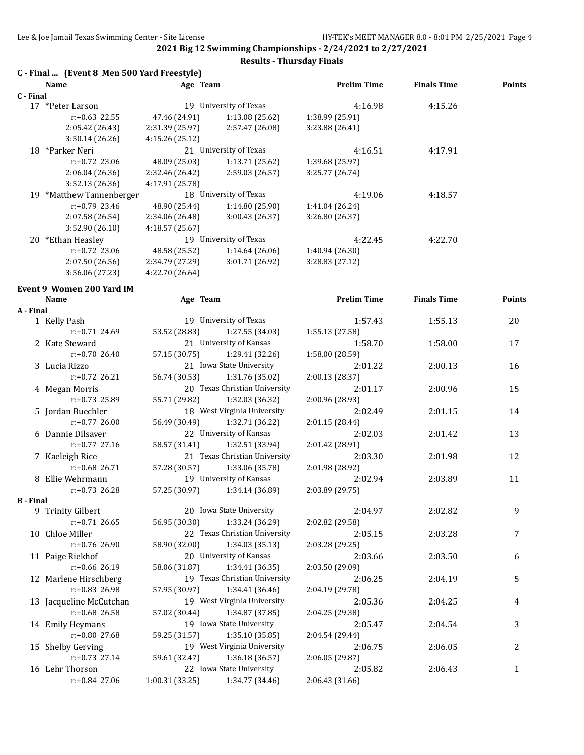## 2021 Big 12 Swimming Championships - 2/24/2021 to 2/27/2021

### Results - Thursday Finals

### C - Final ... (Event 8 Men 500 Yard Freestyle)

| | Name | Age | Team | Prelim Time | Finals Time | Points |
|---|---|---|---|---|---|---|
| **C - Final** | | | | | | |
| 17 | *Peter Larson | 19 | University of Texas | 4:16.98 | 4:15.26 | |
| | r:+0.63 22.55 | 47.46 (24.91) | 1:13.08 (25.62) | 1:38.99 (25.91) | | |
| | 2:05.42 (26.43) | 2:31.39 (25.97) | 2:57.47 (26.08) | 3:23.88 (26.41) | | |
| | 3:50.14 (26.26) | 4:15.26 (25.12) | | | | |
| 18 | *Parker Neri | 21 | University of Texas | 4:16.51 | 4:17.91 | |
| | r:+0.72 23.06 | 48.09 (25.03) | 1:13.71 (25.62) | 1:39.68 (25.97) | | |
| | 2:06.04 (26.36) | 2:32.46 (26.42) | 2:59.03 (26.57) | 3:25.77 (26.74) | | |
| | 3:52.13 (26.36) | 4:17.91 (25.78) | | | | |
| 19 | *Matthew Tannenberger | 18 | University of Texas | 4:19.06 | 4:18.57 | |
| | r:+0.79 23.46 | 48.90 (25.44) | 1:14.80 (25.90) | 1:41.04 (26.24) | | |
| | 2:07.58 (26.54) | 2:34.06 (26.48) | 3:00.43 (26.37) | 3:26.80 (26.37) | | |
| | 3:52.90 (26.10) | 4:18.57 (25.67) | | | | |
| 20 | *Ethan Heasley | 19 | University of Texas | 4:22.45 | 4:22.70 | |
| | r:+0.72 23.06 | 48.58 (25.52) | 1:14.64 (26.06) | 1:40.94 (26.30) | | |
| | 2:07.50 (26.56) | 2:34.79 (27.29) | 3:01.71 (26.92) | 3:28.83 (27.12) | | |
| | 3:56.06 (27.23) | 4:22.70 (26.64) | | | | |

### Event 9 Women 200 Yard IM

| | Name | Age | Team | Prelim Time | Finals Time | Points |
|---|---|---|---|---|---|---|
| **A - Final** | | | | | | |
| 1 | Kelly Pash | 19 | University of Texas | 1:57.43 | 1:55.13 | 20 |
| | r:+0.71 24.69 | 53.52 (28.83) | 1:27.55 (34.03) | 1:55.13 (27.58) | | |
| 2 | Kate Steward | 21 | University of Kansas | 1:58.70 | 1:58.00 | 17 |
| | r:+0.70 26.40 | 57.15 (30.75) | 1:29.41 (32.26) | 1:58.00 (28.59) | | |
| 3 | Lucia Rizzo | 21 | Iowa State University | 2:01.22 | 2:00.13 | 16 |
| | r:+0.72 26.21 | 56.74 (30.53) | 1:31.76 (35.02) | 2:00.13 (28.37) | | |
| 4 | Megan Morris | 20 | Texas Christian University | 2:01.17 | 2:00.96 | 15 |
| | r:+0.73 25.89 | 55.71 (29.82) | 1:32.03 (36.32) | 2:00.96 (28.93) | | |
| 5 | Jordan Buechler | 18 | West Virginia University | 2:02.49 | 2:01.15 | 14 |
| | r:+0.77 26.00 | 56.49 (30.49) | 1:32.71 (36.22) | 2:01.15 (28.44) | | |
| 6 | Dannie Dilsaver | 22 | University of Kansas | 2:02.03 | 2:01.42 | 13 |
| | r:+0.77 27.16 | 58.57 (31.41) | 1:32.51 (33.94) | 2:01.42 (28.91) | | |
| 7 | Kaeleigh Rice | 21 | Texas Christian University | 2:03.30 | 2:01.98 | 12 |
| | r:+0.68 26.71 | 57.28 (30.57) | 1:33.06 (35.78) | 2:01.98 (28.92) | | |
| 8 | Ellie Wehrmann | 19 | University of Kansas | 2:02.94 | 2:03.89 | 11 |
| | r:+0.73 26.28 | 57.25 (30.97) | 1:34.14 (36.89) | 2:03.89 (29.75) | | |
| **B - Final** | | | | | | |
| 9 | Trinity Gilbert | 20 | Iowa State University | 2:04.97 | 2:02.82 | 9 |
| | r:+0.71 26.65 | 56.95 (30.30) | 1:33.24 (36.29) | 2:02.82 (29.58) | | |
| 10 | Chloe Miller | 22 | Texas Christian University | 2:05.15 | 2:03.28 | 7 |
| | r:+0.76 26.90 | 58.90 (32.00) | 1:34.03 (35.13) | 2:03.28 (29.25) | | |
| 11 | Paige Riekhof | 20 | University of Kansas | 2:03.66 | 2:03.50 | 6 |
| | r:+0.66 26.19 | 58.06 (31.87) | 1:34.41 (36.35) | 2:03.50 (29.09) | | |
| 12 | Marlene Hirschberg | 19 | Texas Christian University | 2:06.25 | 2:04.19 | 5 |
| | r:+0.83 26.98 | 57.95 (30.97) | 1:34.41 (36.46) | 2:04.19 (29.78) | | |
| 13 | Jacqueline McCutchan | 19 | West Virginia University | 2:05.36 | 2:04.25 | 4 |
| | r:+0.68 26.58 | 57.02 (30.44) | 1:34.87 (37.85) | 2:04.25 (29.38) | | |
| 14 | Emily Heymans | 19 | Iowa State University | 2:05.47 | 2:04.54 | 3 |
| | r:+0.80 27.68 | 59.25 (31.57) | 1:35.10 (35.85) | 2:04.54 (29.44) | | |
| 15 | Shelby Gerving | 19 | West Virginia University | 2:06.75 | 2:06.05 | 2 |
| | r:+0.73 27.14 | 59.61 (32.47) | 1:36.18 (36.57) | 2:06.05 (29.87) | | |
| 16 | Lehr Thorson | 22 | Iowa State University | 2:05.82 | 2:06.43 | 1 |
| | r:+0.84 27.06 | 1:00.31 (33.25) | 1:34.77 (34.46) | 2:06.43 (31.66) | | |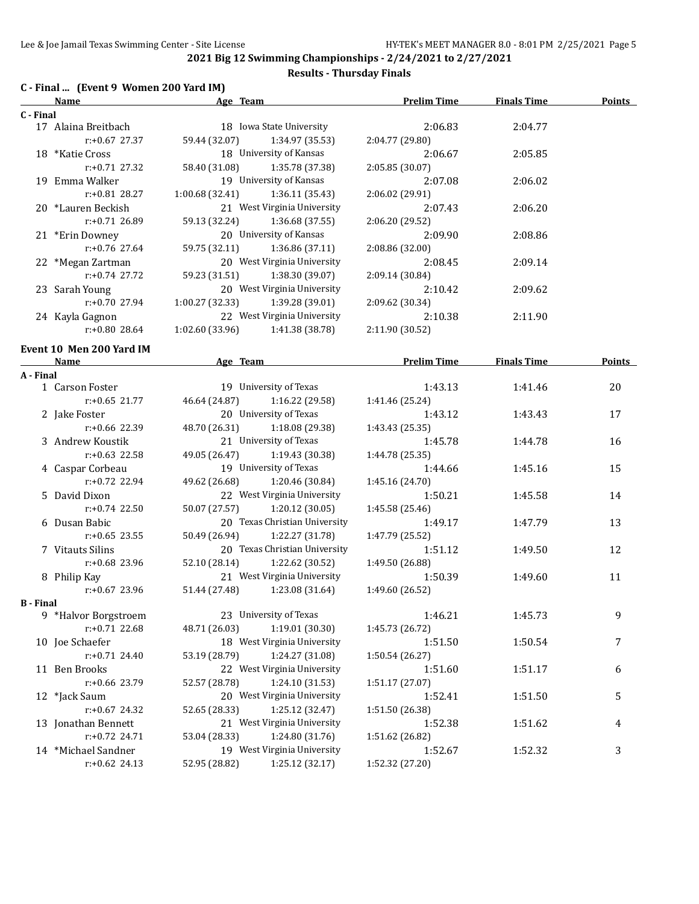**2021 Big 12 Swimming Championships - 2/24/2021 to 2/27/2021**

**Results - Thursday Finals**

### C - Final ... (Event 9 Women 200 Yard IM)

| Name | Age | Team | Prelim Time | Finals Time | Points |
|---|---|---|---|---|---|
| **C - Final** | | | | | |
| 17 Alaina Breitbach | 18 | Iowa State University | 2:06.83 | 2:04.77 | |
| r:+0.67 27.37 | 59.44 (32.07) | 1:34.97 (35.53) | 2:04.77 (29.80) | | |
| 18 *Katie Cross | 18 | University of Kansas | 2:06.67 | 2:05.85 | |
| r:+0.71 27.32 | 58.40 (31.08) | 1:35.78 (37.38) | 2:05.85 (30.07) | | |
| 19 Emma Walker | 19 | University of Kansas | 2:07.08 | 2:06.02 | |
| r:+0.81 28.27 | 1:00.68 (32.41) | 1:36.11 (35.43) | 2:06.02 (29.91) | | |
| 20 *Lauren Beckish | 21 | West Virginia University | 2:07.43 | 2:06.20 | |
| r:+0.71 26.89 | 59.13 (32.24) | 1:36.68 (37.55) | 2:06.20 (29.52) | | |
| 21 *Erin Downey | 20 | University of Kansas | 2:09.90 | 2:08.86 | |
| r:+0.76 27.64 | 59.75 (32.11) | 1:36.86 (37.11) | 2:08.86 (32.00) | | |
| 22 *Megan Zartman | 20 | West Virginia University | 2:08.45 | 2:09.14 | |
| r:+0.74 27.72 | 59.23 (31.51) | 1:38.30 (39.07) | 2:09.14 (30.84) | | |
| 23 Sarah Young | 20 | West Virginia University | 2:10.42 | 2:09.62 | |
| r:+0.70 27.94 | 1:00.27 (32.33) | 1:39.28 (39.01) | 2:09.62 (30.34) | | |
| 24 Kayla Gagnon | 22 | West Virginia University | 2:10.38 | 2:11.90 | |
| r:+0.80 28.64 | 1:02.60 (33.96) | 1:41.38 (38.78) | 2:11.90 (30.52) | | |

### Event 10 Men 200 Yard IM

| Name | Age | Team | Prelim Time | Finals Time | Points |
|---|---|---|---|---|---|
| **A - Final** | | | | | |
| 1 Carson Foster | 19 | University of Texas | 1:43.13 | 1:41.46 | 20 |
| r:+0.65 21.77 | 46.64 (24.87) | 1:16.22 (29.58) | 1:41.46 (25.24) | | |
| 2 Jake Foster | 20 | University of Texas | 1:43.12 | 1:43.43 | 17 |
| r:+0.66 22.39 | 48.70 (26.31) | 1:18.08 (29.38) | 1:43.43 (25.35) | | |
| 3 Andrew Koustik | 21 | University of Texas | 1:45.78 | 1:44.78 | 16 |
| r:+0.63 22.58 | 49.05 (26.47) | 1:19.43 (30.38) | 1:44.78 (25.35) | | |
| 4 Caspar Corbeau | 19 | University of Texas | 1:44.66 | 1:45.16 | 15 |
| r:+0.72 22.94 | 49.62 (26.68) | 1:20.46 (30.84) | 1:45.16 (24.70) | | |
| 5 David Dixon | 22 | West Virginia University | 1:50.21 | 1:45.58 | 14 |
| r:+0.74 22.50 | 50.07 (27.57) | 1:20.12 (30.05) | 1:45.58 (25.46) | | |
| 6 Dusan Babic | 20 | Texas Christian University | 1:49.17 | 1:47.79 | 13 |
| r:+0.65 23.55 | 50.49 (26.94) | 1:22.27 (31.78) | 1:47.79 (25.52) | | |
| 7 Vitauts Silins | 20 | Texas Christian University | 1:51.12 | 1:49.50 | 12 |
| r:+0.68 23.96 | 52.10 (28.14) | 1:22.62 (30.52) | 1:49.50 (26.88) | | |
| 8 Philip Kay | 21 | West Virginia University | 1:50.39 | 1:49.60 | 11 |
| r:+0.67 23.96 | 51.44 (27.48) | 1:23.08 (31.64) | 1:49.60 (26.52) | | |
| **B - Final** | | | | | |
| 9 *Halvor Borgstroem | 23 | University of Texas | 1:46.21 | 1:45.73 | 9 |
| r:+0.71 22.68 | 48.71 (26.03) | 1:19.01 (30.30) | 1:45.73 (26.72) | | |
| 10 Joe Schaefer | 18 | West Virginia University | 1:51.50 | 1:50.54 | 7 |
| r:+0.71 24.40 | 53.19 (28.79) | 1:24.27 (31.08) | 1:50.54 (26.27) | | |
| 11 Ben Brooks | 22 | West Virginia University | 1:51.60 | 1:51.17 | 6 |
| r:+0.66 23.79 | 52.57 (28.78) | 1:24.10 (31.53) | 1:51.17 (27.07) | | |
| 12 *Jack Saum | 20 | West Virginia University | 1:52.41 | 1:51.50 | 5 |
| r:+0.67 24.32 | 52.65 (28.33) | 1:25.12 (32.47) | 1:51.50 (26.38) | | |
| 13 Jonathan Bennett | 21 | West Virginia University | 1:52.38 | 1:51.62 | 4 |
| r:+0.72 24.71 | 53.04 (28.33) | 1:24.80 (31.76) | 1:51.62 (26.82) | | |
| 14 *Michael Sandner | 19 | West Virginia University | 1:52.67 | 1:52.32 | 3 |
| r:+0.62 24.13 | 52.95 (28.82) | 1:25.12 (32.17) | 1:52.32 (27.20) | | |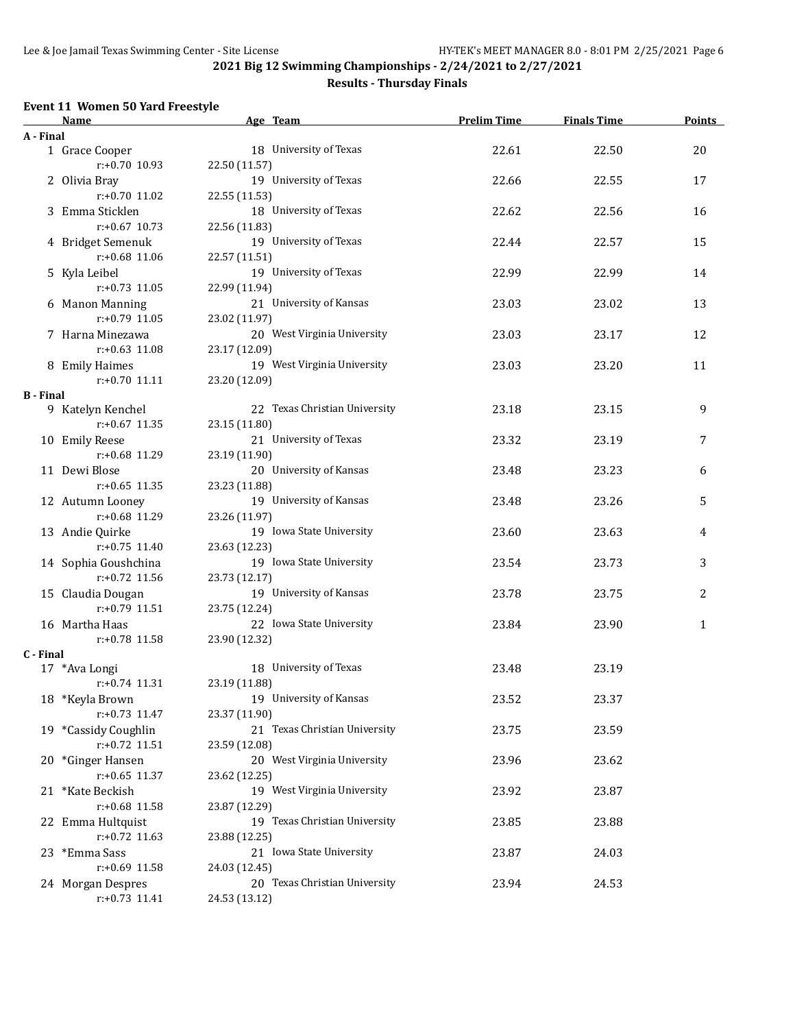# 2021 Big 12 Swimming Championships - 2/24/2021 to 2/27/2021

## Results - Thursday Finals

### Event 11 Women 50 Yard Freestyle

| Name | Age | Team | Prelim Time | Finals Time | Points |
|---|---|---|---|---|---|
| **A - Final** | | | | | |
| 1 Grace Cooper | 18 | University of Texas | 22.61 | 22.50 | 20 |
| r:+0.70 10.93 | 22.50 (11.57) | | | | |
| 2 Olivia Bray | 19 | University of Texas | 22.66 | 22.55 | 17 |
| r:+0.70 11.02 | 22.55 (11.53) | | | | |
| 3 Emma Sticklen | 18 | University of Texas | 22.62 | 22.56 | 16 |
| r:+0.67 10.73 | 22.56 (11.83) | | | | |
| 4 Bridget Semenuk | 19 | University of Texas | 22.44 | 22.57 | 15 |
| r:+0.68 11.06 | 22.57 (11.51) | | | | |
| 5 Kyla Leibel | 19 | University of Texas | 22.99 | 22.99 | 14 |
| r:+0.73 11.05 | 22.99 (11.94) | | | | |
| 6 Manon Manning | 21 | University of Kansas | 23.03 | 23.02 | 13 |
| r:+0.79 11.05 | 23.02 (11.97) | | | | |
| 7 Harna Minezawa | 20 | West Virginia University | 23.03 | 23.17 | 12 |
| r:+0.63 11.08 | 23.17 (12.09) | | | | |
| 8 Emily Haimes | 19 | West Virginia University | 23.03 | 23.20 | 11 |
| r:+0.70 11.11 | 23.20 (12.09) | | | | |
| **B - Final** | | | | | |
| 9 Katelyn Kenchel | 22 | Texas Christian University | 23.18 | 23.15 | 9 |
| r:+0.67 11.35 | 23.15 (11.80) | | | | |
| 10 Emily Reese | 21 | University of Texas | 23.32 | 23.19 | 7 |
| r:+0.68 11.29 | 23.19 (11.90) | | | | |
| 11 Dewi Blose | 20 | University of Kansas | 23.48 | 23.23 | 6 |
| r:+0.65 11.35 | 23.23 (11.88) | | | | |
| 12 Autumn Looney | 19 | University of Kansas | 23.48 | 23.26 | 5 |
| r:+0.68 11.29 | 23.26 (11.97) | | | | |
| 13 Andie Quirke | 19 | Iowa State University | 23.60 | 23.63 | 4 |
| r:+0.75 11.40 | 23.63 (12.23) | | | | |
| 14 Sophia Goushchina | 19 | Iowa State University | 23.54 | 23.73 | 3 |
| r:+0.72 11.56 | 23.73 (12.17) | | | | |
| 15 Claudia Dougan | 19 | University of Kansas | 23.78 | 23.75 | 2 |
| r:+0.79 11.51 | 23.75 (12.24) | | | | |
| 16 Martha Haas | 22 | Iowa State University | 23.84 | 23.90 | 1 |
| r:+0.78 11.58 | 23.90 (12.32) | | | | |
| **C - Final** | | | | | |
| 17 *Ava Longi | 18 | University of Texas | 23.48 | 23.19 | |
| r:+0.74 11.31 | 23.19 (11.88) | | | | |
| 18 *Keyla Brown | 19 | University of Kansas | 23.52 | 23.37 | |
| r:+0.73 11.47 | 23.37 (11.90) | | | | |
| 19 *Cassidy Coughlin | 21 | Texas Christian University | 23.75 | 23.59 | |
| r:+0.72 11.51 | 23.59 (12.08) | | | | |
| 20 *Ginger Hansen | 20 | West Virginia University | 23.96 | 23.62 | |
| r:+0.65 11.37 | 23.62 (12.25) | | | | |
| 21 *Kate Beckish | 19 | West Virginia University | 23.92 | 23.87 | |
| r:+0.68 11.58 | 23.87 (12.29) | | | | |
| 22 Emma Hultquist | 19 | Texas Christian University | 23.85 | 23.88 | |
| r:+0.72 11.63 | 23.88 (12.25) | | | | |
| 23 *Emma Sass | 21 | Iowa State University | 23.87 | 24.03 | |
| r:+0.69 11.58 | 24.03 (12.45) | | | | |
| 24 Morgan Despres | 20 | Texas Christian University | 23.94 | 24.53 | |
| r:+0.73 11.41 | 24.53 (13.12) | | | | |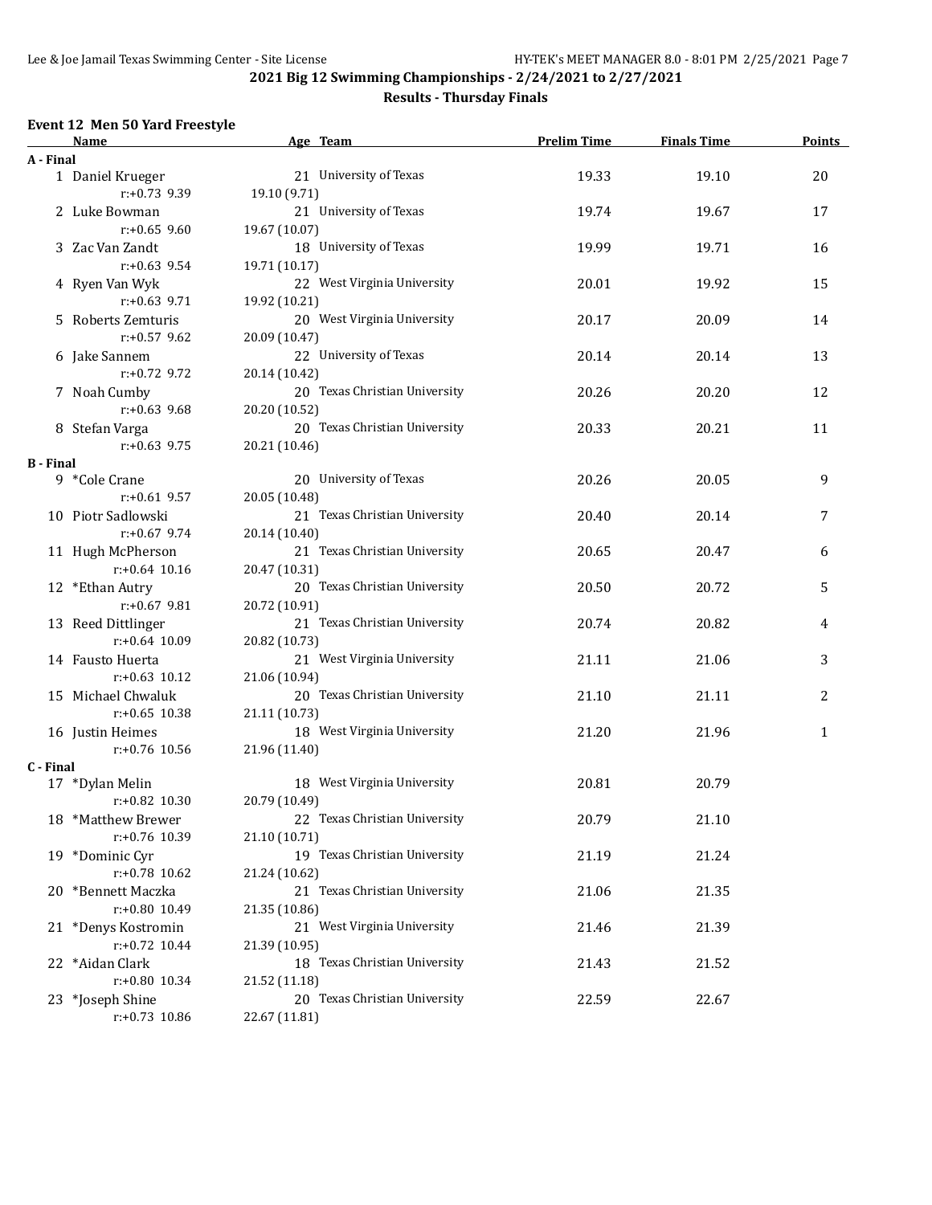**2021 Big 12 Swimming Championships - 2/24/2021 to 2/27/2021**

**Results - Thursday Finals**

### Event 12 Men 50 Yard Freestyle

| | Name | Age | Team | Prelim Time | Finals Time | Points |
|---|---|---|---|---|---|---|
| **A - Final** | | | | | | |
| 1 | Daniel Krueger | 21 | University of Texas | 19.33 | 19.10 | 20 |
| | r:+0.73 9.39 | 19.10 (9.71) | | | | |
| 2 | Luke Bowman | 21 | University of Texas | 19.74 | 19.67 | 17 |
| | r:+0.65 9.60 | 19.67 (10.07) | | | | |
| 3 | Zac Van Zandt | 18 | University of Texas | 19.99 | 19.71 | 16 |
| | r:+0.63 9.54 | 19.71 (10.17) | | | | |
| 4 | Ryen Van Wyk | 22 | West Virginia University | 20.01 | 19.92 | 15 |
| | r:+0.63 9.71 | 19.92 (10.21) | | | | |
| 5 | Roberts Zemturis | 20 | West Virginia University | 20.17 | 20.09 | 14 |
| | r:+0.57 9.62 | 20.09 (10.47) | | | | |
| 6 | Jake Sannem | 22 | University of Texas | 20.14 | 20.14 | 13 |
| | r:+0.72 9.72 | 20.14 (10.42) | | | | |
| 7 | Noah Cumby | 20 | Texas Christian University | 20.26 | 20.20 | 12 |
| | r:+0.63 9.68 | 20.20 (10.52) | | | | |
| 8 | Stefan Varga | 20 | Texas Christian University | 20.33 | 20.21 | 11 |
| | r:+0.63 9.75 | 20.21 (10.46) | | | | |
| **B - Final** | | | | | | |
| 9 | *Cole Crane | 20 | University of Texas | 20.26 | 20.05 | 9 |
| | r:+0.61 9.57 | 20.05 (10.48) | | | | |
| 10 | Piotr Sadlowski | 21 | Texas Christian University | 20.40 | 20.14 | 7 |
| | r:+0.67 9.74 | 20.14 (10.40) | | | | |
| 11 | Hugh McPherson | 21 | Texas Christian University | 20.65 | 20.47 | 6 |
| | r:+0.64 10.16 | 20.47 (10.31) | | | | |
| 12 | *Ethan Autry | 20 | Texas Christian University | 20.50 | 20.72 | 5 |
| | r:+0.67 9.81 | 20.72 (10.91) | | | | |
| 13 | Reed Dittlinger | 21 | Texas Christian University | 20.74 | 20.82 | 4 |
| | r:+0.64 10.09 | 20.82 (10.73) | | | | |
| 14 | Fausto Huerta | 21 | West Virginia University | 21.11 | 21.06 | 3 |
| | r:+0.63 10.12 | 21.06 (10.94) | | | | |
| 15 | Michael Chwaluk | 20 | Texas Christian University | 21.10 | 21.11 | 2 |
| | r:+0.65 10.38 | 21.11 (10.73) | | | | |
| 16 | Justin Heimes | 18 | West Virginia University | 21.20 | 21.96 | 1 |
| | r:+0.76 10.56 | 21.96 (11.40) | | | | |
| **C - Final** | | | | | | |
| 17 | *Dylan Melin | 18 | West Virginia University | 20.81 | 20.79 | |
| | r:+0.82 10.30 | 20.79 (10.49) | | | | |
| 18 | *Matthew Brewer | 22 | Texas Christian University | 20.79 | 21.10 | |
| | r:+0.76 10.39 | 21.10 (10.71) | | | | |
| 19 | *Dominic Cyr | 19 | Texas Christian University | 21.19 | 21.24 | |
| | r:+0.78 10.62 | 21.24 (10.62) | | | | |
| 20 | *Bennett Maczka | 21 | Texas Christian University | 21.06 | 21.35 | |
| | r:+0.80 10.49 | 21.35 (10.86) | | | | |
| 21 | *Denys Kostromin | 21 | West Virginia University | 21.46 | 21.39 | |
| | r:+0.72 10.44 | 21.39 (10.95) | | | | |
| 22 | *Aidan Clark | 18 | Texas Christian University | 21.43 | 21.52 | |
| | r:+0.80 10.34 | 21.52 (11.18) | | | | |
| 23 | *Joseph Shine | 20 | Texas Christian University | 22.59 | 22.67 | |
| | r:+0.73 10.86 | 22.67 (11.81) | | | | |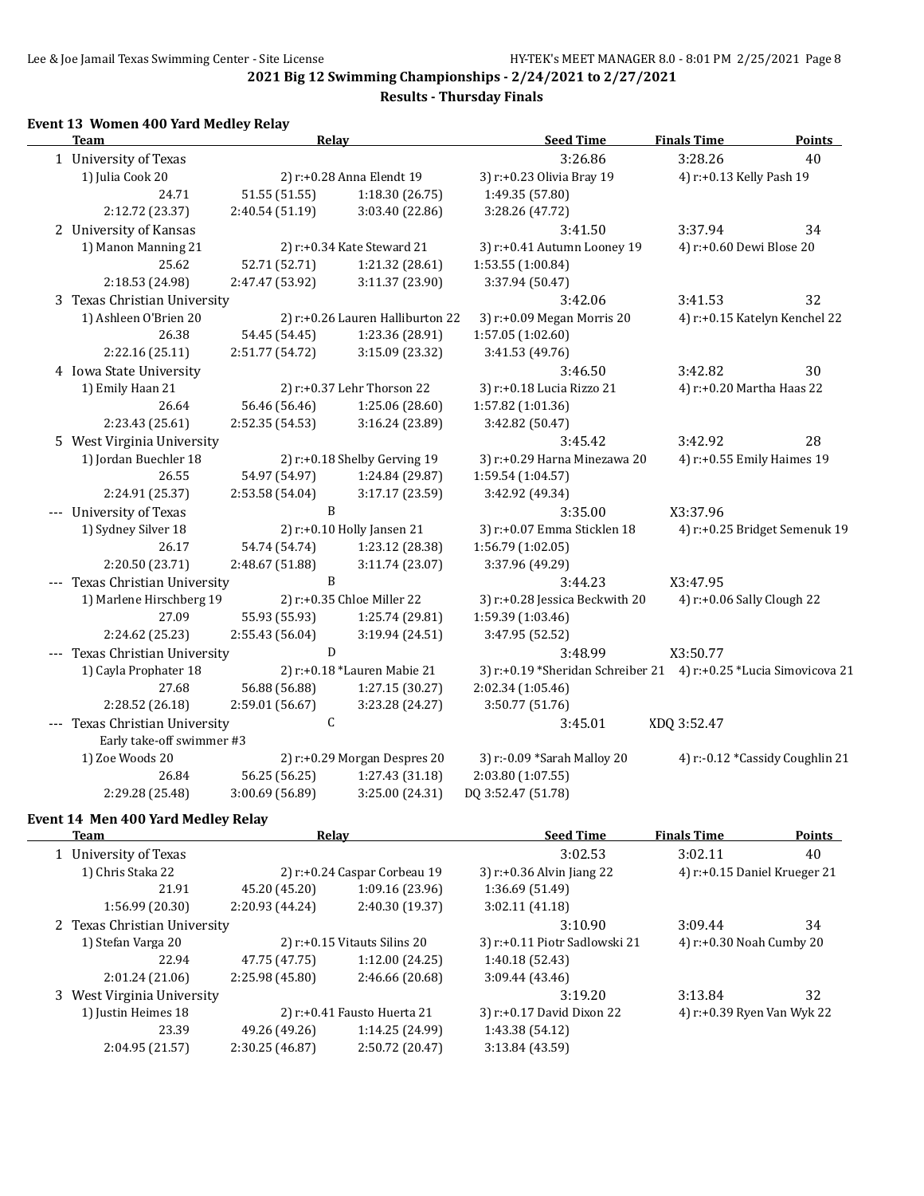## 2021 Big 12 Swimming Championships - 2/24/2021 to 2/27/2021

### Results - Thursday Finals

### Event 13 Women 400 Yard Medley Relay

| | Team | Relay | | Seed Time | Finals Time | Points |
|---|---|---|---|---|---|---|
| 1 | University of Texas | | | 3:26.86 | 3:28.26 | 40 |
| | 1) Julia Cook 20 | 2) r:+0.28 Anna Elendt 19 | | 3) r:+0.23 Olivia Bray 19 | 4) r:+0.13 Kelly Pash 19 | |
| | 24.71 | 51.55 (51.55) | 1:18.30 (26.75) | 1:49.35 (57.80) | | |
| | 2:12.72 (23.37) | 2:40.54 (51.19) | 3:03.40 (22.86) | 3:28.26 (47.72) | | |
| 2 | University of Kansas | | | 3:41.50 | 3:37.94 | 34 |
| | 1) Manon Manning 21 | 2) r:+0.34 Kate Steward 21 | | 3) r:+0.41 Autumn Looney 19 | 4) r:+0.60 Dewi Blose 20 | |
| | 25.62 | 52.71 (52.71) | 1:21.32 (28.61) | 1:53.55 (1:00.84) | | |
| | 2:18.53 (24.98) | 2:47.47 (53.92) | 3:11.37 (23.90) | 3:37.94 (50.47) | | |
| 3 | Texas Christian University | | | 3:42.06 | 3:41.53 | 32 |
| | 1) Ashleen O'Brien 20 | 2) r:+0.26 Lauren Halliburton 22 | | 3) r:+0.09 Megan Morris 20 | 4) r:+0.15 Katelyn Kenchel 22 | |
| | 26.38 | 54.45 (54.45) | 1:23.36 (28.91) | 1:57.05 (1:02.60) | | |
| | 2:22.16 (25.11) | 2:51.77 (54.72) | 3:15.09 (23.32) | 3:41.53 (49.76) | | |
| 4 | Iowa State University | | | 3:46.50 | 3:42.82 | 30 |
| | 1) Emily Haan 21 | 2) r:+0.37 Lehr Thorson 22 | | 3) r:+0.18 Lucia Rizzo 21 | 4) r:+0.20 Martha Haas 22 | |
| | 26.64 | 56.46 (56.46) | 1:25.06 (28.60) | 1:57.82 (1:01.36) | | |
| | 2:23.43 (25.61) | 2:52.35 (54.53) | 3:16.24 (23.89) | 3:42.82 (50.47) | | |
| 5 | West Virginia University | | | 3:45.42 | 3:42.92 | 28 |
| | 1) Jordan Buechler 18 | 2) r:+0.18 Shelby Gerving 19 | | 3) r:+0.29 Harna Minezawa 20 | 4) r:+0.55 Emily Haimes 19 | |
| | 26.55 | 54.97 (54.97) | 1:24.84 (29.87) | 1:59.54 (1:04.57) | | |
| | 2:24.91 (25.37) | 2:53.58 (54.04) | 3:17.17 (23.59) | 3:42.92 (49.34) | | |
| --- | University of Texas | B | | 3:35.00 | X3:37.96 | |
| | 1) Sydney Silver 18 | 2) r:+0.10 Holly Jansen 21 | | 3) r:+0.07 Emma Sticklen 18 | 4) r:+0.25 Bridget Semenuk 19 | |
| | 26.17 | 54.74 (54.74) | 1:23.12 (28.38) | 1:56.79 (1:02.05) | | |
| | 2:20.50 (23.71) | 2:48.67 (51.88) | 3:11.74 (23.07) | 3:37.96 (49.29) | | |
| --- | Texas Christian University | B | | 3:44.23 | X3:47.95 | |
| | 1) Marlene Hirschberg 19 | 2) r:+0.35 Chloe Miller 22 | | 3) r:+0.28 Jessica Beckwith 20 | 4) r:+0.06 Sally Clough 22 | |
| | 27.09 | 55.93 (55.93) | 1:25.74 (29.81) | 1:59.39 (1:03.46) | | |
| | 2:24.62 (25.23) | 2:55.43 (56.04) | 3:19.94 (24.51) | 3:47.95 (52.52) | | |
| --- | Texas Christian University | D | | 3:48.99 | X3:50.77 | |
| | 1) Cayla Prophater 18 | 2) r:+0.18 *Lauren Mabie 21 | | 3) r:+0.19 *Sheridan Schreiber 21 | 4) r:+0.25 *Lucia Simovicova 21 | |
| | 27.68 | 56.88 (56.88) | 1:27.15 (30.27) | 2:02.34 (1:05.46) | | |
| | 2:28.52 (26.18) | 2:59.01 (56.67) | 3:23.28 (24.27) | 3:50.77 (51.76) | | |
| --- | Texas Christian University | C | | 3:45.01 | XDQ 3:52.47 | |
| | Early take-off swimmer #3 | | | | | |
| | 1) Zoe Woods 20 | 2) r:+0.29 Morgan Despres 20 | | 3) r:-0.09 *Sarah Malloy 20 | 4) r:-0.12 *Cassidy Coughlin 21 | |
| | 26.84 | 56.25 (56.25) | 1:27.43 (31.18) | 2:03.80 (1:07.55) | | |
| | 2:29.28 (25.48) | 3:00.69 (56.89) | 3:25.00 (24.31) | DQ 3:52.47 (51.78) | | |

### Event 14 Men 400 Yard Medley Relay

| | Team | Relay | | Seed Time | Finals Time | Points |
|---|---|---|---|---|---|---|
| 1 | University of Texas | | | 3:02.53 | 3:02.11 | 40 |
| | 1) Chris Staka 22 | 2) r:+0.24 Caspar Corbeau 19 | | 3) r:+0.36 Alvin Jiang 22 | 4) r:+0.15 Daniel Krueger 21 | |
| | 21.91 | 45.20 (45.20) | 1:09.16 (23.96) | 1:36.69 (51.49) | | |
| | 1:56.99 (20.30) | 2:20.93 (44.24) | 2:40.30 (19.37) | 3:02.11 (41.18) | | |
| 2 | Texas Christian University | | | 3:10.90 | 3:09.44 | 34 |
| | 1) Stefan Varga 20 | 2) r:+0.15 Vitauts Silins 20 | | 3) r:+0.11 Piotr Sadlowski 21 | 4) r:+0.30 Noah Cumby 20 | |
| | 22.94 | 47.75 (47.75) | 1:12.00 (24.25) | 1:40.18 (52.43) | | |
| | 2:01.24 (21.06) | 2:25.98 (45.80) | 2:46.66 (20.68) | 3:09.44 (43.46) | | |
| 3 | West Virginia University | | | 3:19.20 | 3:13.84 | 32 |
| | 1) Justin Heimes 18 | 2) r:+0.41 Fausto Huerta 21 | | 3) r:+0.17 David Dixon 22 | 4) r:+0.39 Ryen Van Wyk 22 | |
| | 23.39 | 49.26 (49.26) | 1:14.25 (24.99) | 1:43.38 (54.12) | | |
| | 2:04.95 (21.57) | 2:30.25 (46.87) | 2:50.72 (20.47) | 3:13.84 (43.59) | | |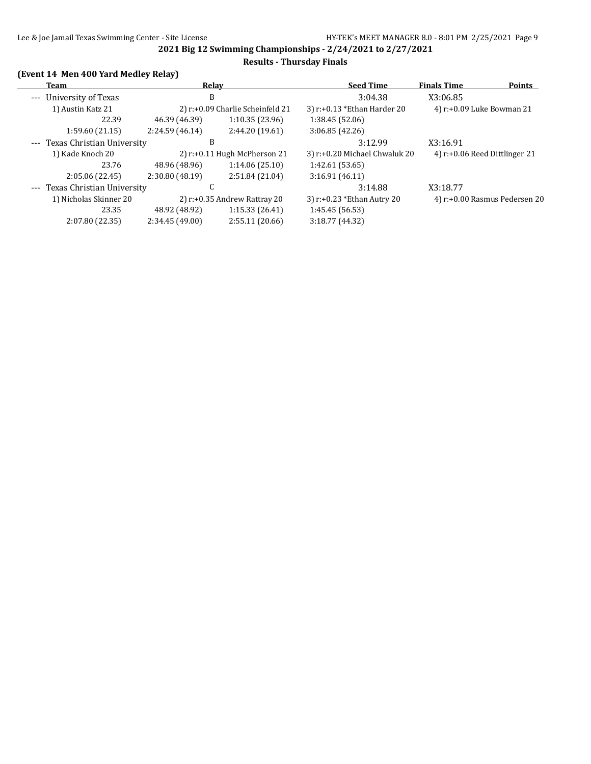**2021 Big 12 Swimming Championships - 2/24/2021 to 2/27/2021**

**Results - Thursday Finals**

**(Event 14 Men 400 Yard Medley Relay)**

| Team | Relay | Seed Time | Finals Time | Points |
|---|---|---|---|---|
| --- University of Texas | B | 3:04.38 | X3:06.85 | |
| 1) Austin Katz 21 | 2) r:+0.09 Charlie Scheinfeld 21 | 3) r:+0.13 *Ethan Harder 20 | 4) r:+0.09 Luke Bowman 21 | |
| 22.39 | 46.39 (46.39) | 1:10.35 (23.96) | 1:38.45 (52.06) | |
| 1:59.60 (21.15) | 2:24.59 (46.14) | 2:44.20 (19.61) | 3:06.85 (42.26) | |
| --- Texas Christian University | B | 3:12.99 | X3:16.91 | |
| 1) Kade Knoch 20 | 2) r:+0.11 Hugh McPherson 21 | 3) r:+0.20 Michael Chwaluk 20 | 4) r:+0.06 Reed Dittlinger 21 | |
| 23.76 | 48.96 (48.96) | 1:14.06 (25.10) | 1:42.61 (53.65) | |
| 2:05.06 (22.45) | 2:30.80 (48.19) | 2:51.84 (21.04) | 3:16.91 (46.11) | |
| --- Texas Christian University | C | 3:14.88 | X3:18.77 | |
| 1) Nicholas Skinner 20 | 2) r:+0.35 Andrew Rattray 20 | 3) r:+0.23 *Ethan Autry 20 | 4) r:+0.00 Rasmus Pedersen 20 | |
| 23.35 | 48.92 (48.92) | 1:15.33 (26.41) | 1:45.45 (56.53) | |
| 2:07.80 (22.35) | 2:34.45 (49.00) | 2:55.11 (20.66) | 3:18.77 (44.32) | |